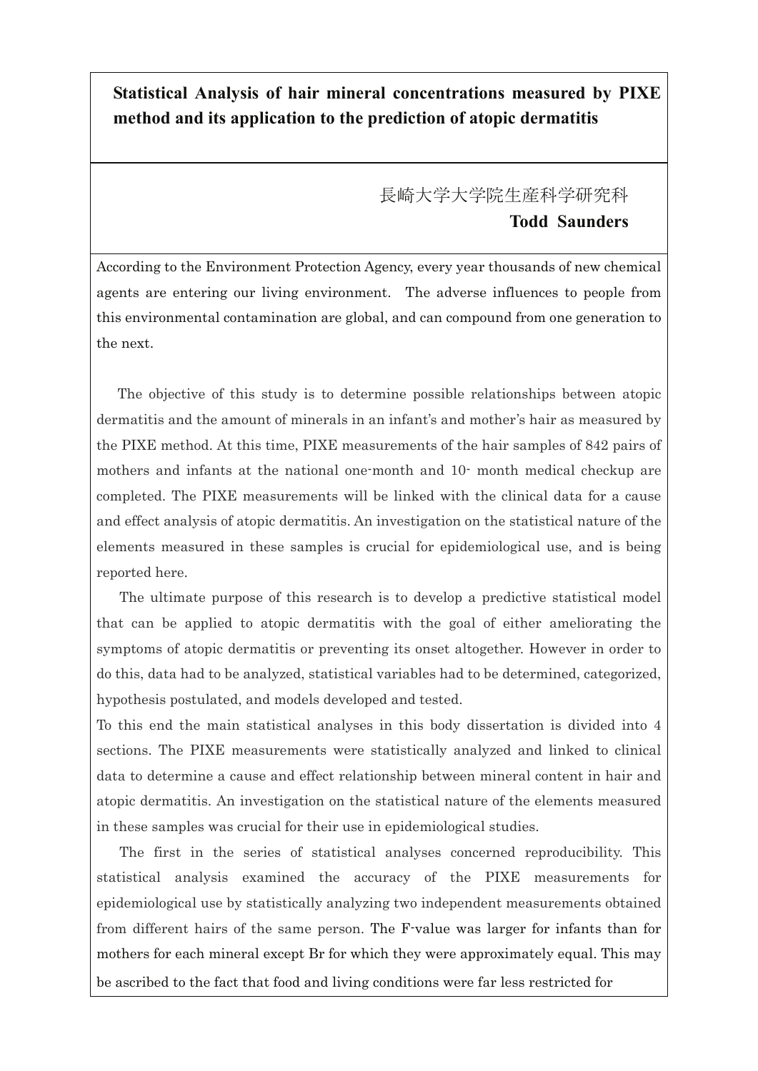# Statistical Analysis of hair mineral concentrations measured by PIXE method and its application to the prediction of atopic dermatitis

長崎大学大学院生産科学研究科

**Todd Saunders**

According to the Environment Protection Agency, every year thousands of new chemical agents are entering our living environment. The adverse influences to people from this environmental contamination are global, and can compound from one generation to the next.

The objective of this study is to determine possible relationships between atopic dermatitis and the amount of minerals in an infant's and mother's hair as measured by the PIXE method. At this time, PIXE measurements of the hair samples of 842 pairs of mothers and infants at the national one-month and 10- month medical checkup are completed. The PIXE measurements will be linked with the clinical data for a cause and effect analysis of atopic dermatitis. An investigation on the statistical nature of the elements measured in these samples is crucial for epidemiological use, and is being reported here.

The ultimate purpose of this research is to develop a predictive statistical model that can be applied to atopic dermatitis with the goal of either ameliorating the symptoms of atopic dermatitis or preventing its onset altogether. However in order to do this, data had to be analyzed, statistical variables had to be determined, categorized, hypothesis postulated, and models developed and tested.

To this end the main statistical analyses in this body dissertation is divided into 4 sections. The PIXE measurements were statistically analyzed and linked to clinical data to determine a cause and effect relationship between mineral content in hair and atopic dermatitis. An investigation on the statistical nature of the elements measured in these samples was crucial for their use in epidemiological studies.

The first in the series of statistical analyses concerned reproducibility. This statistical analysis examined the accuracy of the PIXE measurements for epidemiological use by statistically analyzing two independent measurements obtained from different hairs of the same person. The F-value was larger for infants than for mothers for each mineral except Br for which they were approximately equal. This may be ascribed to the fact that food and living conditions were far less restricted for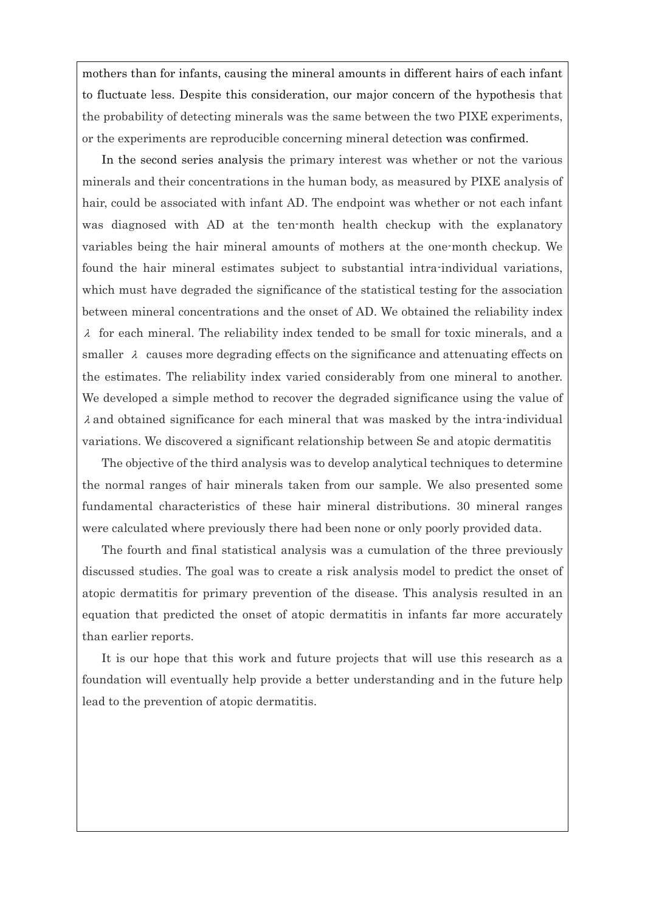mothers than for infants, causing the mineral amounts in different hairs of each infant to fluctuate less. Despite this consideration, our major concern of the hypothesis that the probability of detecting minerals was the same between the two PIXE experiments, or the experiments are reproducible concerning mineral detection was confirmed.

In the second series analysis the primary interest was whether or not the various minerals and their concentrations in the human body, as measured by PIXE analysis of hair, could be associated with infant AD. The endpoint was whether or not each infant was diagnosed with AD at the ten-month health checkup with the explanatory variables being the hair mineral amounts of mothers at the one-month checkup. We found the hair mineral estimates subject to substantial intra-individual variations, which must have degraded the significance of the statistical testing for the association between mineral concentrations and the onset of AD. We obtained the reliability index $\lambda$ for each mineral. The reliability index tended to be small for toxic minerals, and a smaller $\lambda$ causes more degrading effects on the significance and attenuating effects on the estimates. The reliability index varied considerably from one mineral to another. We developed a simple method to recover the degraded significance using the value of $\lambda$ and obtained significance for each mineral that was masked by the intra-individual variations. We discovered a significant relationship between Se and atopic dermatitis

The objective of the third analysis was to develop analytical techniques to determine the normal ranges of hair minerals taken from our sample. We also presented some fundamental characteristics of these hair mineral distributions. 30 mineral ranges were calculated where previously there had been none or only poorly provided data.

The fourth and final statistical analysis was a cumulation of the three previously discussed studies. The goal was to create a risk analysis model to predict the onset of atopic dermatitis for primary prevention of the disease. This analysis resulted in an equation that predicted the onset of atopic dermatitis in infants far more accurately than earlier reports.

It is our hope that this work and future projects that will use this research as a foundation will eventually help provide a better understanding and in the future help lead to the prevention of atopic dermatitis.